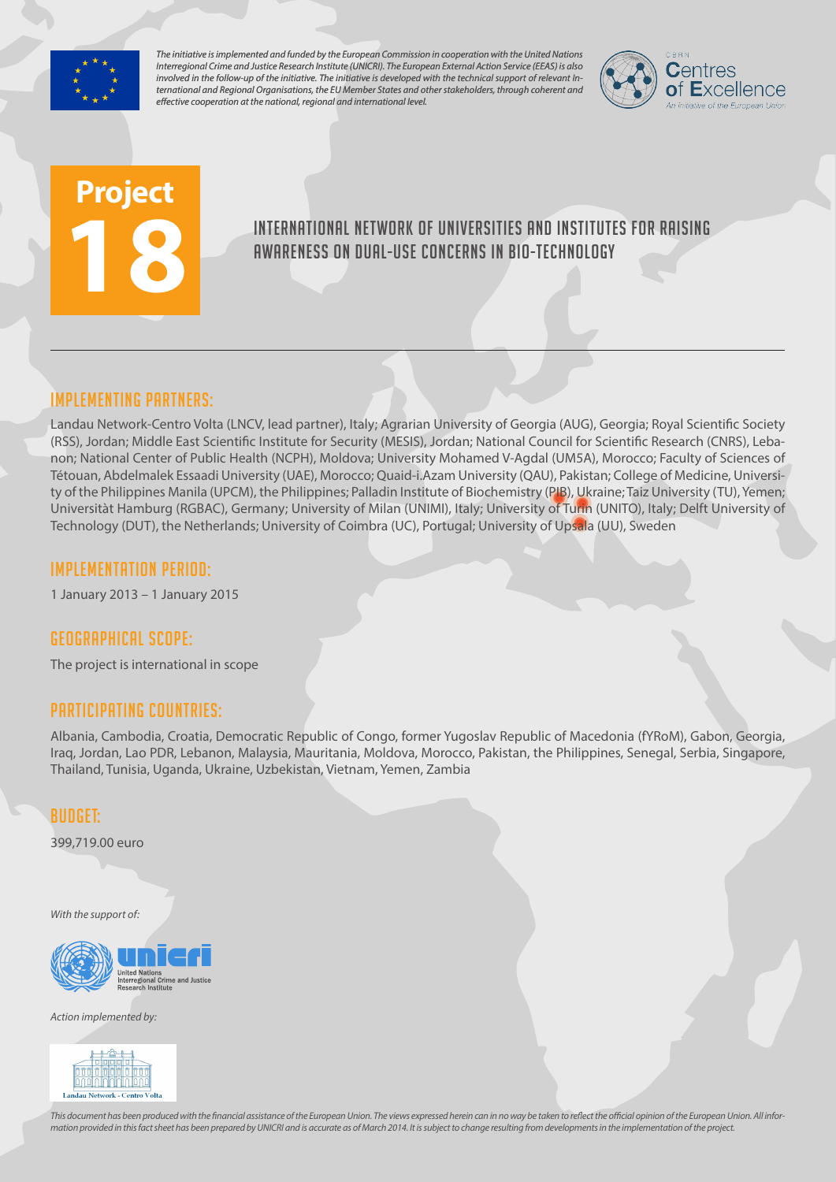*The initiative is implemented and funded by the European Commission in cooperation with the United Nations Interregional Crime and Justice Research Institute (UNICRI). The European External Action Service (EEAS) is also involved in the follow-up of the initiative. The initiative is developed with the technical support of relevant International and Regional Organisations, the EU Member States and other stakeholders, through coherent and effective cooperation at the national, regional and international level.*

CBRN Centres of Excellence
An initiative of the European Union

# Project 18

## INTERNATIONAL NETWORK OF UNIVERSITIES AND INSTITUTES FOR RAISING AWARENESS ON DUAL-USE CONCERNS IN BIO-TECHNOLOGY

## IMPLEMENTING PARTNERS:

Landau Network-Centro Volta (LNCV, lead partner), Italy; Agrarian University of Georgia (AUG), Georgia; Royal Scientific Society (RSS), Jordan; Middle East Scientific Institute for Security (MESIS), Jordan; National Council for Scientific Research (CNRS), Lebanon; National Center of Public Health (NCPH), Moldova; University Mohamed V-Agdal (UM5A), Morocco; Faculty of Sciences of Tétouan, Abdelmalek Essaadi University (UAE), Morocco; Quaid-i.Azam University (QAU), Pakistan; College of Medicine, University of the Philippines Manila (UPCM), the Philippines; Palladin Institute of Biochemistry (PIB), Ukraine; Taiz University (TU), Yemen; Universitàt Hamburg (RGBAC), Germany; University of Milan (UNIMI), Italy; University of Turin (UNITO), Italy; Delft University of Technology (DUT), the Netherlands; University of Coimbra (UC), Portugal; University of Upsala (UU), Sweden

## IMPLEMENTATION PERIOD:

1 January 2013 – 1 January 2015

## GEOGRAPHICAL SCOPE:

The project is international in scope

## PARTICIPATING COUNTRIES:

Albania, Cambodia, Croatia, Democratic Republic of Congo, former Yugoslav Republic of Macedonia (fYRoM), Gabon, Georgia, Iraq, Jordan, Lao PDR, Lebanon, Malaysia, Mauritania, Moldova, Morocco, Pakistan, the Philippines, Senegal, Serbia, Singapore, Thailand, Tunisia, Uganda, Ukraine, Uzbekistan, Vietnam, Yemen, Zambia

## BUDGET:

399,719.00 euro

*With the support of:*

unicri
United Nations Interregional Crime and Justice Research Institute

*Action implemented by:*

Landau Network - Centro Volta

*This document has been produced with the financial assistance of the European Union. The views expressed herein can in no way be taken to reflect the official opinion of the European Union. All information provided in this fact sheet has been prepared by UNICRI and is accurate as of March 2014. It is subject to change resulting from developments in the implementation of the project.*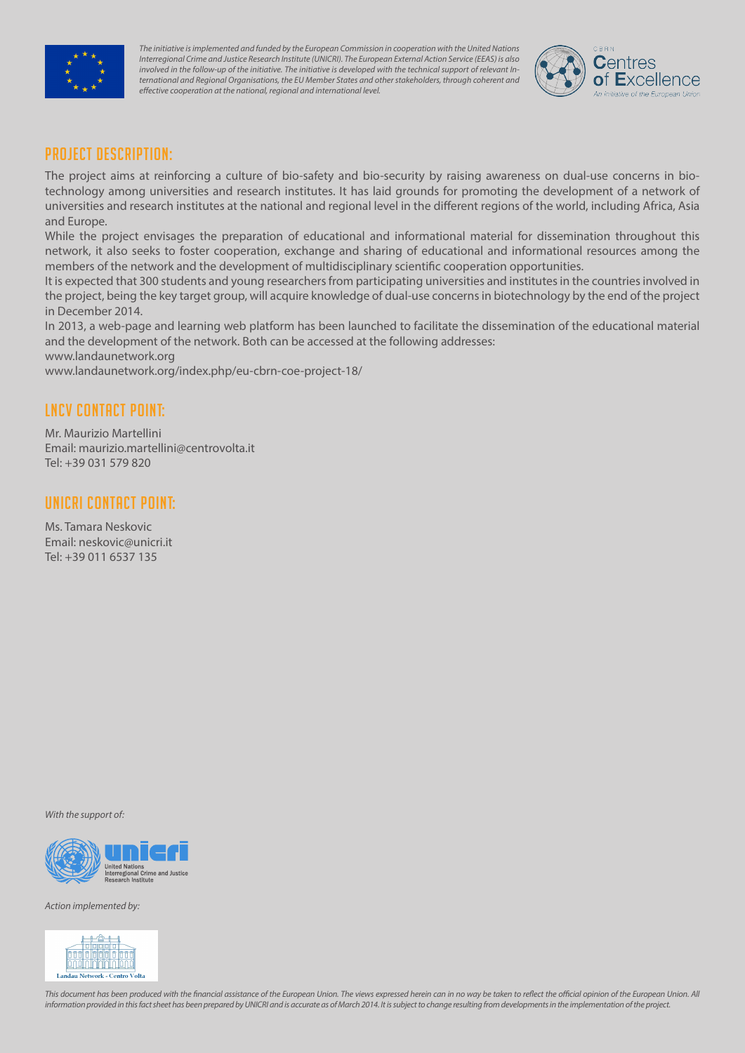*The initiative is implemented and funded by the European Commission in cooperation with the United Nations Interregional Crime and Justice Research Institute (UNICRI). The European External Action Service (EEAS) is also involved in the follow-up of the initiative. The initiative is developed with the technical support of relevant International and Regional Organisations, the EU Member States and other stakeholders, through coherent and effective cooperation at the national, regional and international level.*

CBRN Centres of Excellence
*An Initiative of the European Union*

## PROJECT DESCRIPTION:

The project aims at reinforcing a culture of bio-safety and bio-security by raising awareness on dual-use concerns in biotechnology among universities and research institutes. It has laid grounds for promoting the development of a network of universities and research institutes at the national and regional level in the different regions of the world, including Africa, Asia and Europe.

While the project envisages the preparation of educational and informational material for dissemination throughout this network, it also seeks to foster cooperation, exchange and sharing of educational and informational resources among the members of the network and the development of multidisciplinary scientific cooperation opportunities.

It is expected that 300 students and young researchers from participating universities and institutes in the countries involved in the project, being the key target group, will acquire knowledge of dual-use concerns in biotechnology by the end of the project in December 2014.

In 2013, a web-page and learning web platform has been launched to facilitate the dissemination of the educational material and the development of the network. Both can be accessed at the following addresses:

www.landaunetwork.org

www.landaunetwork.org/index.php/eu-cbrn-coe-project-18/

## LNCV CONTACT POINT:

Mr. Maurizio Martellini
Email: maurizio.martellini@centrovolta.it
Tel: +39 031 579 820

## UNICRI CONTACT POINT:

Ms. Tamara Neskovic
Email: neskovic@unicri.it
Tel: +39 011 6537 135

*With the support of:*

unicri
United Nations Interregional Crime and Justice Research Institute

*Action implemented by:*

Landau Network - Centro Volta

*This document has been produced with the financial assistance of the European Union. The views expressed herein can in no way be taken to reflect the official opinion of the European Union. All information provided in this fact sheet has been prepared by UNICRI and is accurate as of March 2014. It is subject to change resulting from developments in the implementation of the project.*